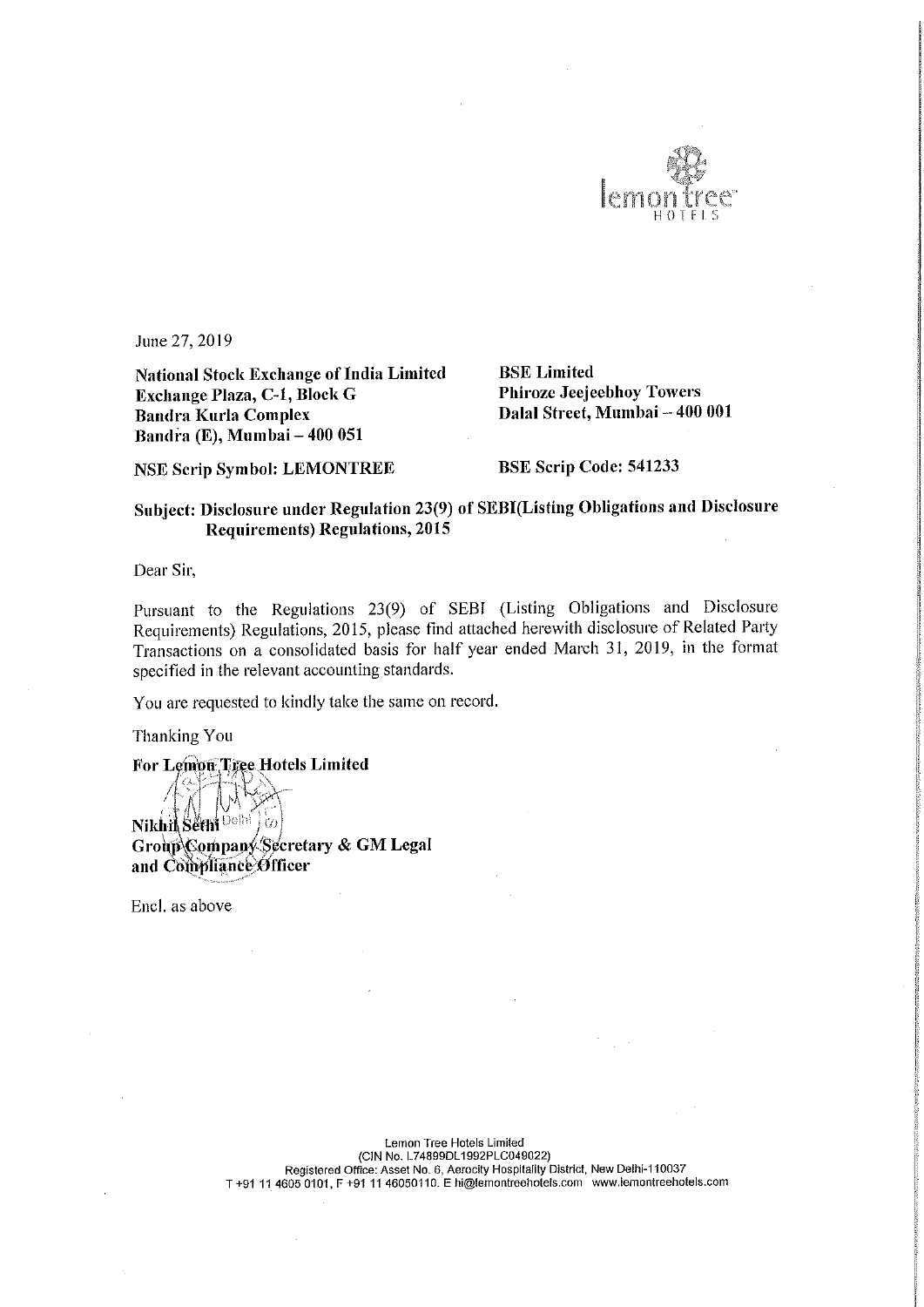June 27, 2019

**National Stock Exchange of India Limited**
**Exchange Plaza, C-1, Block G**
**Bandra Kurla Complex**
**Bandra (E), Mumbai – 400 051**

**BSE Limited**
**Phiroze Jeejeebhoy Towers**
**Dalal Street, Mumbai – 400 001**

**NSE Scrip Symbol: LEMONTREE**

**BSE Scrip Code: 541233**

**Subject: Disclosure under Regulation 23(9) of SEBI(Listing Obligations and Disclosure Requirements) Regulations, 2015**

Dear Sir,

Pursuant to the Regulations 23(9) of SEBI (Listing Obligations and Disclosure Requirements) Regulations, 2015, please find attached herewith disclosure of Related Party Transactions on a consolidated basis for half year ended March 31, 2019, in the format specified in the relevant accounting standards.

You are requested to kindly take the same on record.

Thanking You

**For Lemon Tree Hotels Limited**

**Nikhil Sethi**
**Group Company Secretary & GM Legal and Compliance Officer**

Encl. as above

Lemon Tree Hotels Limited
(CIN No. L74899DL1992PLC049022)
Registered Office: Asset No. 6, Aerocity Hospitality District, New Delhi-110037
T +91 11 4605 0101, F +91 11 46050110. E hi@lemontreehotels.com www.lemontreehotels.com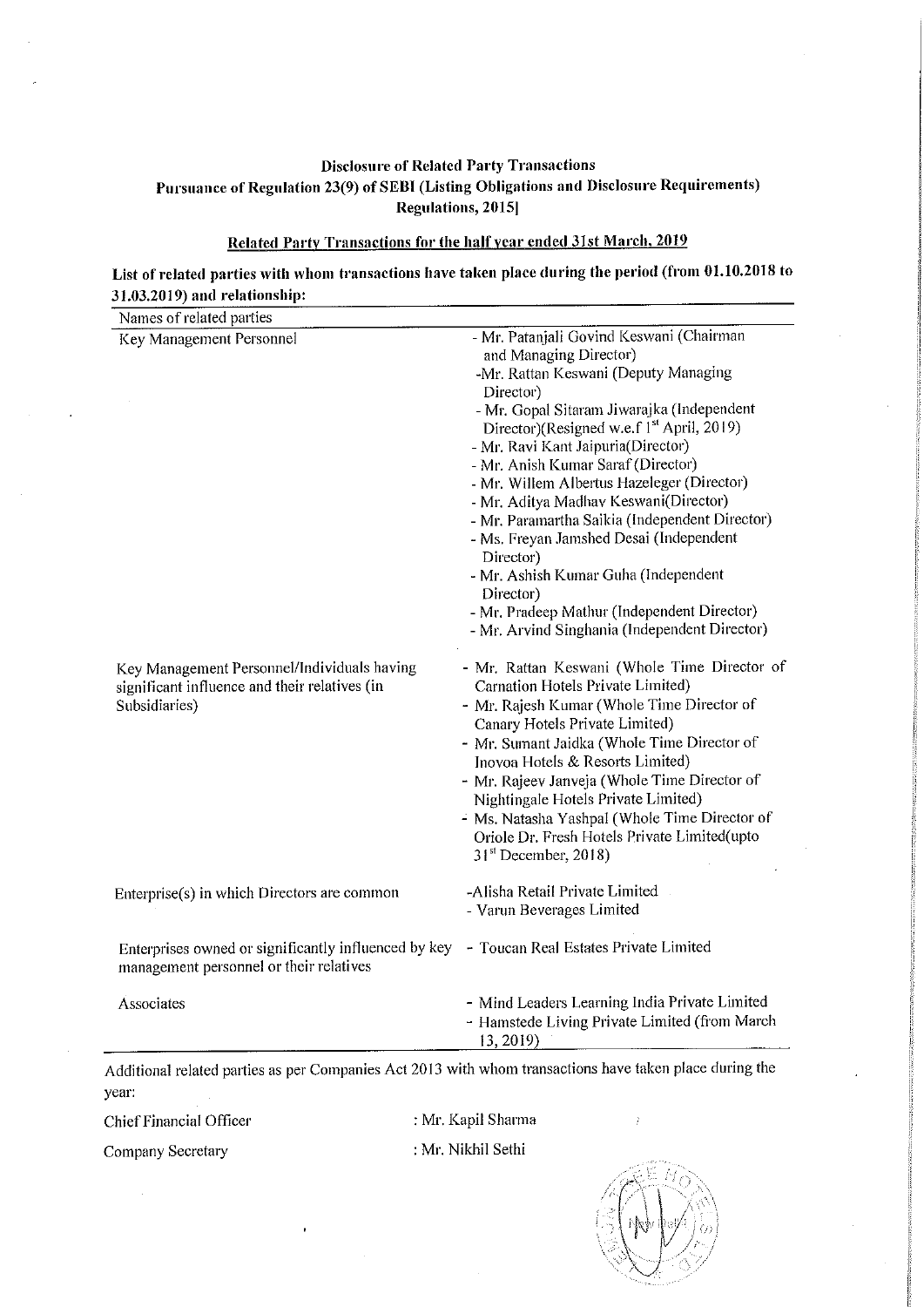**Disclosure of Related Party Transactions**
**Pursuance of Regulation 23(9) of SEBI (Listing Obligations and Disclosure Requirements) Regulations, 2015]**

**Related Party Transactions for the half year ended 31st March, 2019**

**List of related parties with whom transactions have taken place during the period (from 01.10.2018 to 31.03.2019) and relationship:**

| Names of related parties | |
|---|---|
| Key Management Personnel | - Mr. Patanjali Govind Keswani (Chairman and Managing Director)<br>-Mr. Rattan Keswani (Deputy Managing Director)<br>- Mr. Gopal Sitaram Jiwarajka (Independent Director)(Resigned w.e.f 1st April, 2019)<br>- Mr. Ravi Kant Jaipuria(Director)<br>- Mr. Anish Kumar Saraf (Director)<br>- Mr. Willem Albertus Hazeleger (Director)<br>- Mr. Aditya Madhav Keswani(Director)<br>- Mr. Paramartha Saikia (Independent Director)<br>- Ms. Freyan Jamshed Desai (Independent Director)<br>- Mr. Ashish Kumar Guha (Independent Director)<br>- Mr. Pradeep Mathur (Independent Director)<br>- Mr. Arvind Singhania (Independent Director) |
| Key Management Personnel/Individuals having significant influence and their relatives (in Subsidiaries) | - Mr. Rattan Keswani (Whole Time Director of Carnation Hotels Private Limited)<br>- Mr. Rajesh Kumar (Whole Time Director of Canary Hotels Private Limited)<br>- Mr. Sumant Jaidka (Whole Time Director of Inovoa Hotels & Resorts Limited)<br>- Mr. Rajeev Janveja (Whole Time Director of Nightingale Hotels Private Limited)<br>- Ms. Natasha Yashpal (Whole Time Director of Oriole Dr. Fresh Hotels Private Limited(upto 31st December, 2018) |
| Enterprise(s) in which Directors are common | -Alisha Retail Private Limited<br>- Varun Beverages Limited |
| Enterprises owned or significantly influenced by key management personnel or their relatives | - Toucan Real Estates Private Limited |
| Associates | - Mind Leaders Learning India Private Limited<br>- Hamstede Living Private Limited (from March 13, 2019) |

Additional related parties as per Companies Act 2013 with whom transactions have taken place during the year:

Chief Financial Officer : Mr. Kapil Sharma

Company Secretary : Mr. Nikhil Sethi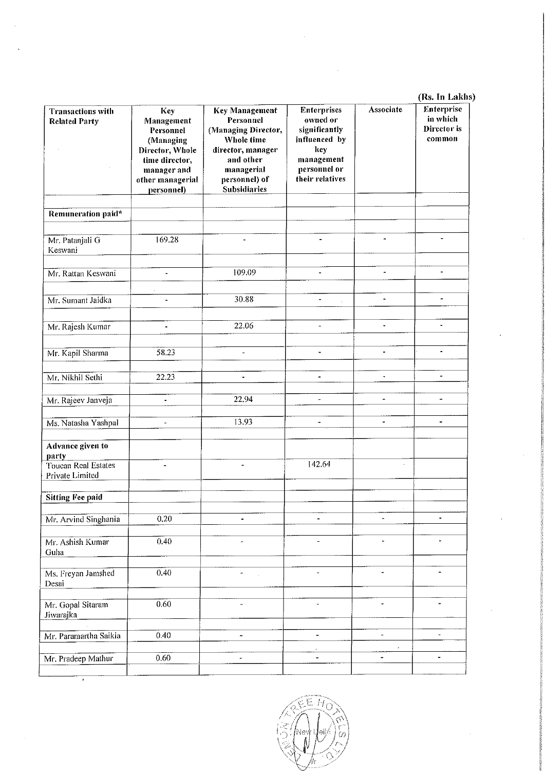(Rs. In Lakhs)

| Transactions with Related Party | Key Management Personnel (Managing Director, Whole time director, manager and other managerial personnel) | Key Management Personnel (Managing Director, Whole time director, manager and other managerial personnel) of Subsidiaries | Enterprises owned or significantly influenced by key management personnel or their relatives | Associate | Enterprise in which Director is common |
|---|---|---|---|---|---|
| **Remuneration paid*** | | | | | |
| Mr. Patanjali G Keswani | 169.28 | - | - | - | - |
| Mr. Rattan Keswani | - | 109.09 | - | - | - |
| Mr. Sumant Jaidka | - | 30.88 | - | - | - |
| Mr. Rajesh Kumar | - | 22.06 | - | - | - |
| Mr. Kapil Sharma | 58.23 | - | - | - | - |
| Mr. Nikhil Sethi | 22.23 | - | - | - | - |
| Mr. Rajeev Janveja | - | 22.94 | - | - | - |
| Ms. Natasha Yashpal | - | 13.93 | - | - | - |
| **Advance given to party** | | | | | |
| Toucan Real Estates Private Limited | - | - | 142.64 | | |
| **Sitting Fee paid** | | | | | |
| Mr. Arvind Singhania | 0.20 | - | - | - | - |
| Mr. Ashish Kumar Guha | 0.40 | - | - | - | - |
| Ms. Freyan Jamshed Desai | 0.40 | - | - | - | - |
| Mr. Gopal Sitaram Jiwarajka | 0.60 | - | - | - | - |
| Mr. Paramartha Saikia | 0.40 | - | - | - | - |
| Mr. Pradeep Mathur | 0.60 | - | - | - | - |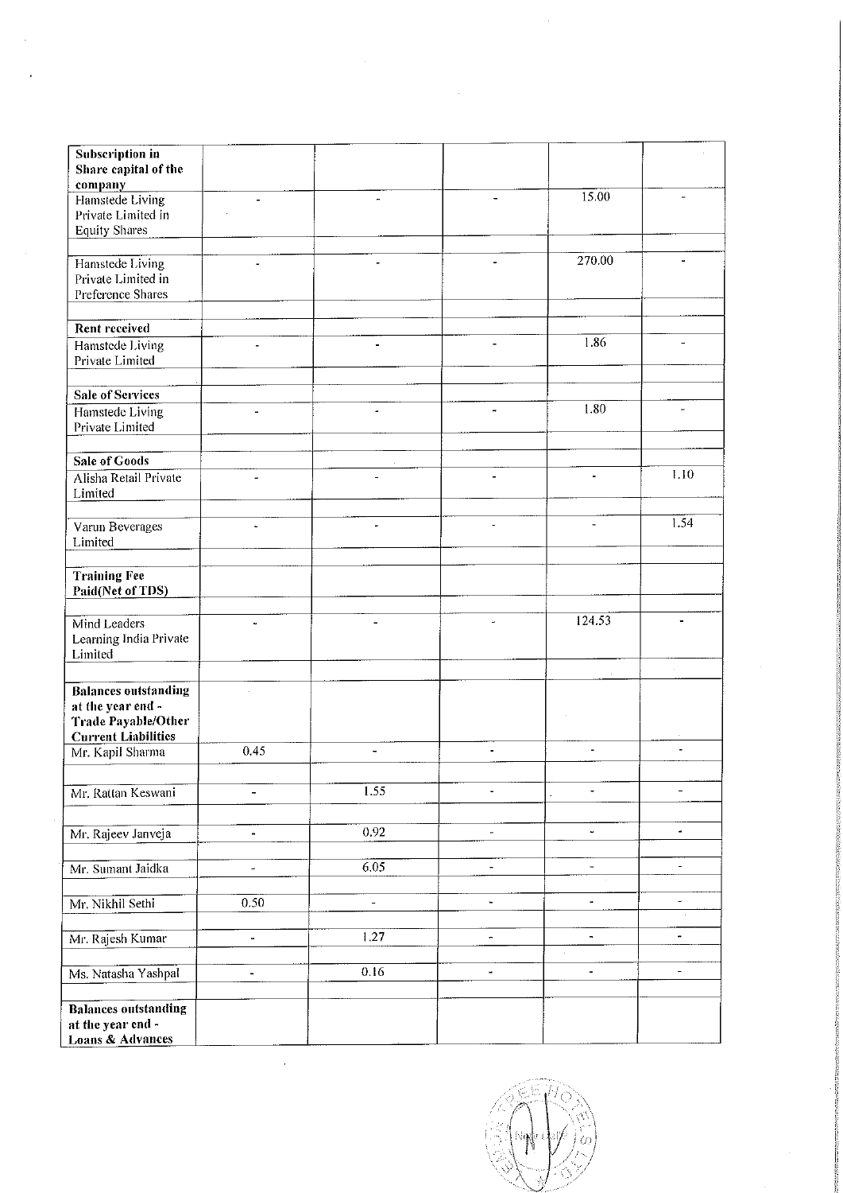| | | | | | |
|---|---|---|---|---|---|
| **Subscription in Share capital of the company** | | | | | |
| Hamstede Living Private Limited in Equity Shares | - | - | - | 15.00 | - |
| Hamstede Living Private Limited in Preference Shares | - | - | - | 270.00 | - |
| **Rent received** | | | | | |
| Hamstede Living Private Limited | - | - | - | 1.86 | - |
| **Sale of Services** | | | | | |
| Hamstede Living Private Limited | - | - | - | 1.80 | - |
| **Sale of Goods** | | | | | |
| Alisha Retail Private Limited | - | - | - | - | 1.10 |
| Varun Beverages Limited | - | - | - | - | 1.54 |
| **Training Fee Paid(Net of TDS)** | | | | | |
| Mind Leaders Learning India Private Limited | - | - | - | 124.53 | - |
| **Balances outstanding at the year end - Trade Payable/Other Current Liabilities** | | | | | |
| Mr. Kapil Sharma | 0.45 | - | - | - | - |
| Mr. Rattan Keswani | - | 1.55 | - | - | - |
| Mr. Rajeev Janveja | - | 0.92 | - | - | - |
| Mr. Sumant Jaidka | - | 6.05 | - | - | - |
| Mr. Nikhil Sethi | 0.50 | - | - | - | - |
| Mr. Rajesh Kumar | - | 1.27 | - | - | - |
| Ms. Natasha Yashpal | - | 0.16 | - | - | - |
| **Balances outstanding at the year end - Loans & Advances** | | | | | |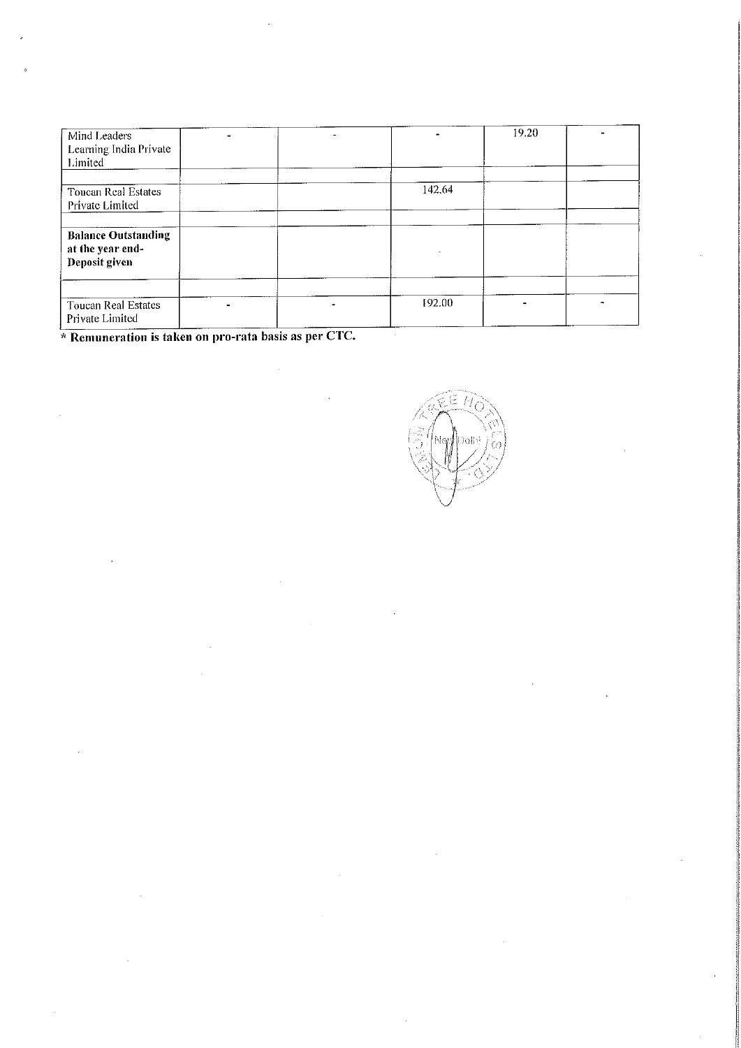| | | | | | |
|---|---|---|---|---|---|
| Mind Leaders Learning India Private Limited | - | - | - | 19.20 | - |
| | | | | | |
| Toucan Real Estates Private Limited | | | 142.64 | | |
| | | | | | |
| **Balance Outstanding at the year end- Deposit given** | | | - | | |
| | | | | | |
| Toucan Real Estates Private Limited | - | - | 192.00 | - | - |

**\* Remuneration is taken on pro-rata basis as per CTC.**